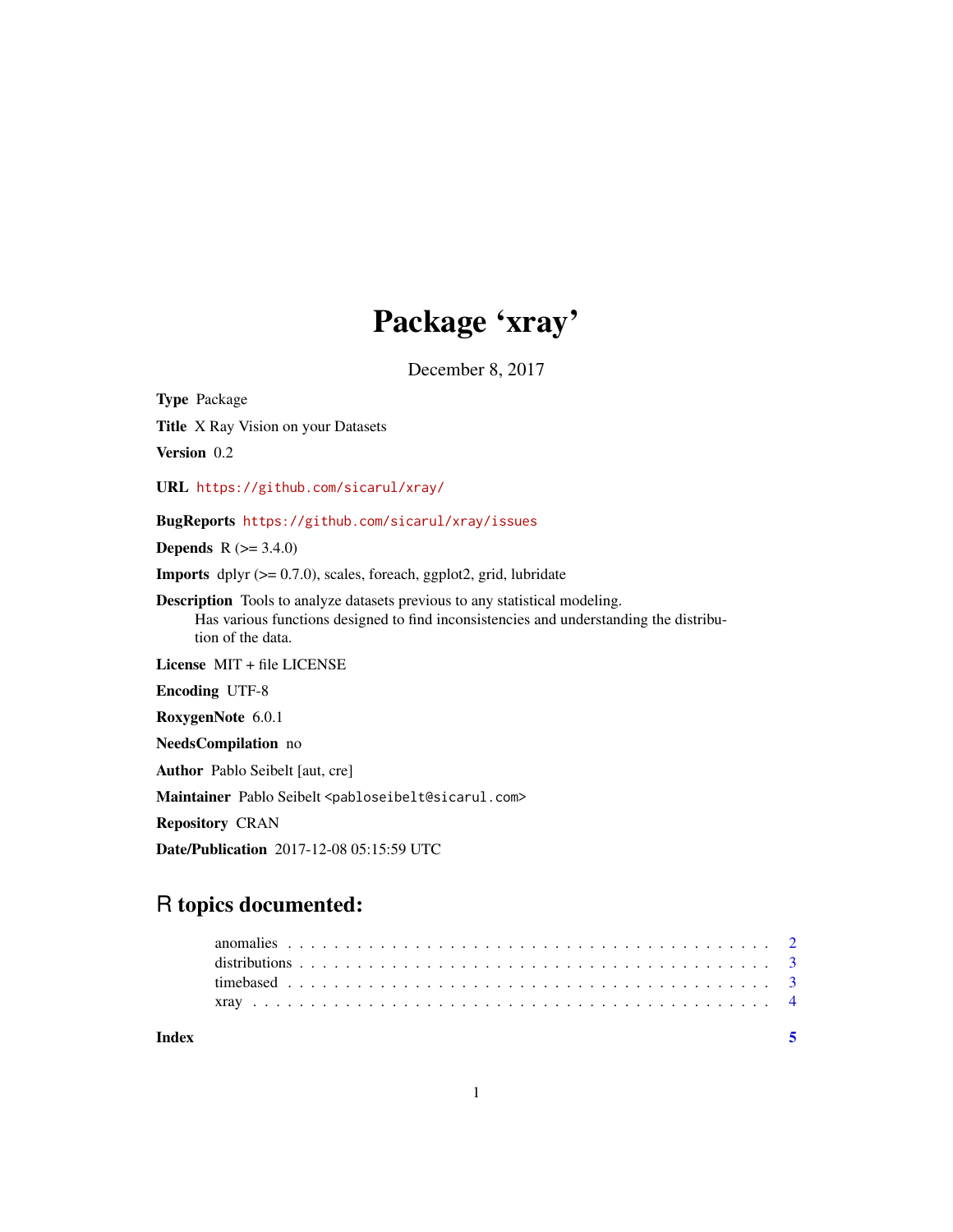# Package 'xray'

December 8, 2017

**Type** Package

**Title** X Ray Vision on your Datasets

**Version** 0.2

**URL** https://github.com/sicarul/xray/

**BugReports** https://github.com/sicarul/xray/issues

**Depends** R (>= 3.4.0)

**Imports** dplyr (>= 0.7.0), scales, foreach, ggplot2, grid, lubridate

**Description** Tools to analyze datasets previous to any statistical modeling.
Has various functions designed to find inconsistencies and understanding the distribution of the data.

**License** MIT + file LICENSE

**Encoding** UTF-8

**RoxygenNote** 6.0.1

**NeedsCompilation** no

**Author** Pablo Seibelt [aut, cre]

**Maintainer** Pablo Seibelt <pabloseibelt@sicarul.com>

**Repository** CRAN

**Date/Publication** 2017-12-08 05:15:59 UTC

## R topics documented:

- anomalies . . . . . . . . . . . . . . . . . . . . . . . . . . . . . . . . . . . . . . . . . 2
- distributions . . . . . . . . . . . . . . . . . . . . . . . . . . . . . . . . . . . . . . . . 3
- timebased . . . . . . . . . . . . . . . . . . . . . . . . . . . . . . . . . . . . . . . . . 3
- xray . . . . . . . . . . . . . . . . . . . . . . . . . . . . . . . . . . . . . . . . . . . . 4

**Index** 5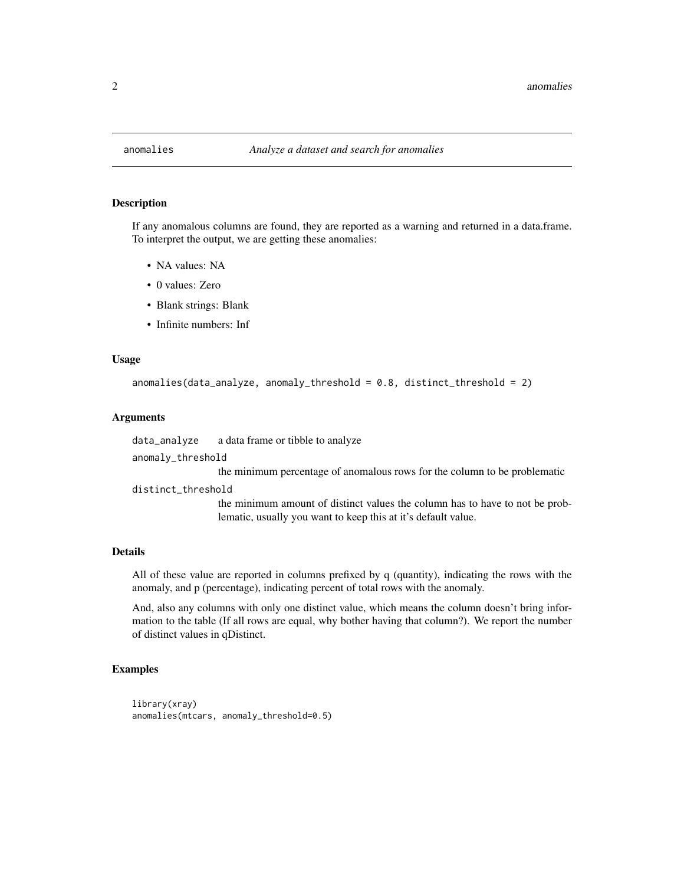# anomalies — *Analyze a dataset and search for anomalies*

## Description

If any anomalous columns are found, they are reported as a warning and returned in a data.frame. To interpret the output, we are getting these anomalies:

- NA values: NA
- 0 values: Zero
- Blank strings: Blank
- Infinite numbers: Inf

## Usage

```
anomalies(data_analyze, anomaly_threshold = 0.8, distinct_threshold = 2)
```

## Arguments

`data_analyze` — a data frame or tibble to analyze

`anomaly_threshold` — the minimum percentage of anomalous rows for the column to be problematic

`distinct_threshold` — the minimum amount of distinct values the column has to have to not be problematic, usually you want to keep this at it's default value.

## Details

All of these value are reported in columns prefixed by q (quantity), indicating the rows with the anomaly, and p (percentage), indicating percent of total rows with the anomaly.

And, also any columns with only one distinct value, which means the column doesn't bring information to the table (If all rows are equal, why bother having that column?). We report the number of distinct values in qDistinct.

## Examples

```
library(xray)
anomalies(mtcars, anomaly_threshold=0.5)
```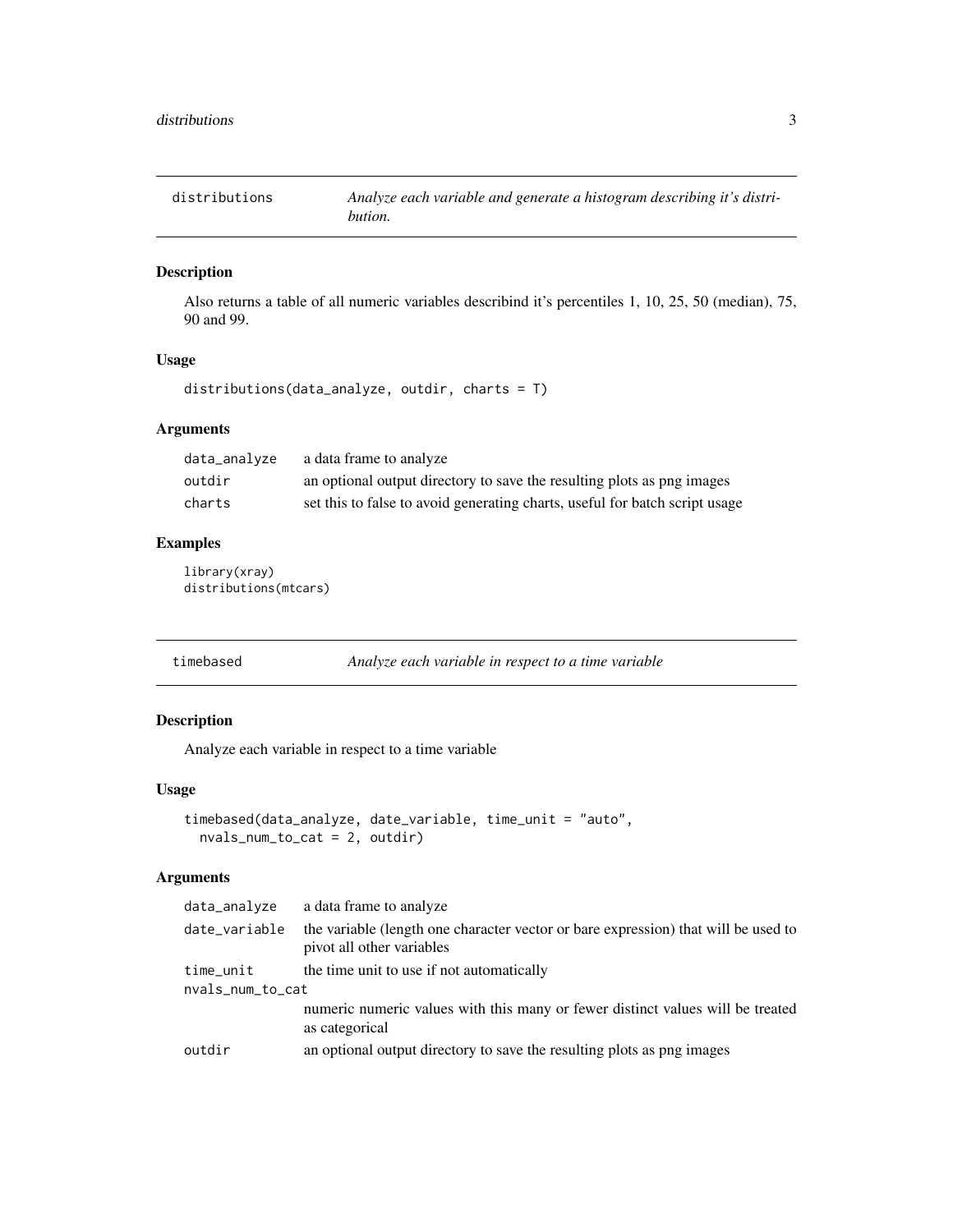## distributions

*Analyze each variable and generate a histogram describing it's distribution.*

### Description

Also returns a table of all numeric variables describind it's percentiles 1, 10, 25, 50 (median), 75, 90 and 99.

### Usage

```
distributions(data_analyze, outdir, charts = T)
```

### Arguments

| | |
|---|---|
| data_analyze | a data frame to analyze |
| outdir | an optional output directory to save the resulting plots as png images |
| charts | set this to false to avoid generating charts, useful for batch script usage |

### Examples

```
library(xray)
distributions(mtcars)
```

## timebased

*Analyze each variable in respect to a time variable*

### Description

Analyze each variable in respect to a time variable

### Usage

```
timebased(data_analyze, date_variable, time_unit = "auto",
  nvals_num_to_cat = 2, outdir)
```

### Arguments

| | |
|---|---|
| data_analyze | a data frame to analyze |
| date_variable | the variable (length one character vector or bare expression) that will be used to pivot all other variables |
| time_unit | the time unit to use if not automatically |
| nvals_num_to_cat | numeric numeric values with this many or fewer distinct values will be treated as categorical |
| outdir | an optional output directory to save the resulting plots as png images |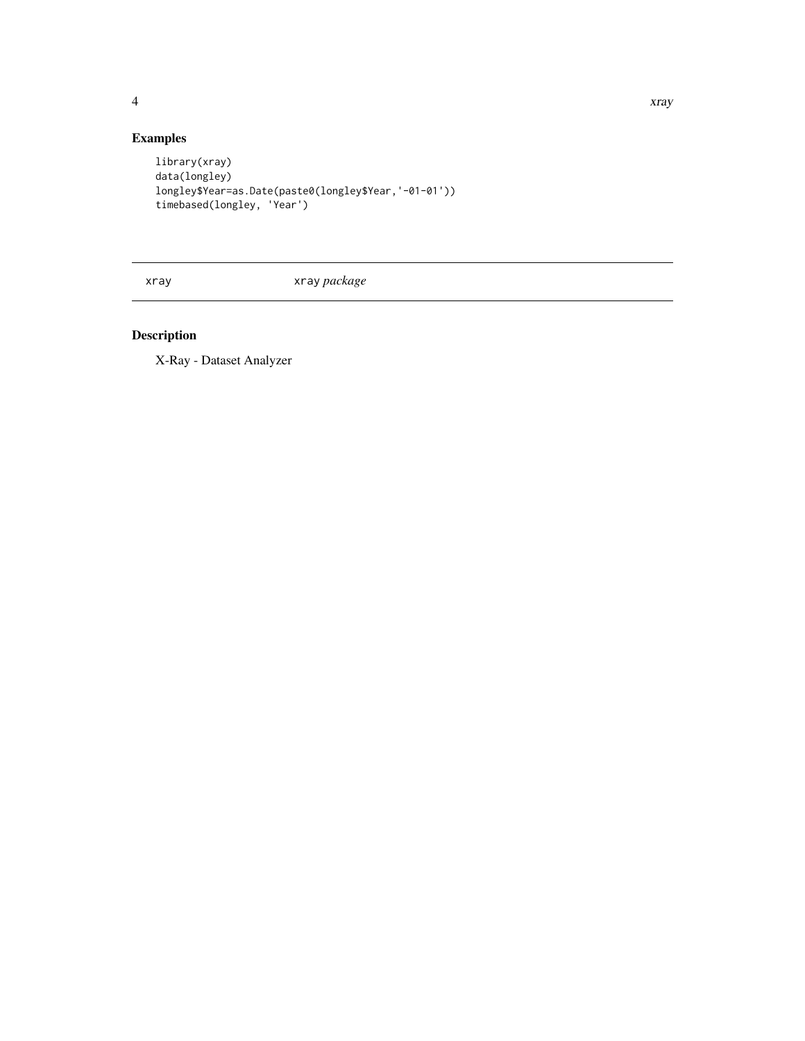## Examples

```
library(xray)
data(longley)
longley$Year=as.Date(paste0(longley$Year,'-01-01'))
timebased(longley, 'Year')
```

---

`xray` &nbsp;&nbsp;&nbsp;&nbsp;&nbsp;&nbsp;&nbsp;&nbsp; `xray` *package*

---

## Description

X-Ray - Dataset Analyzer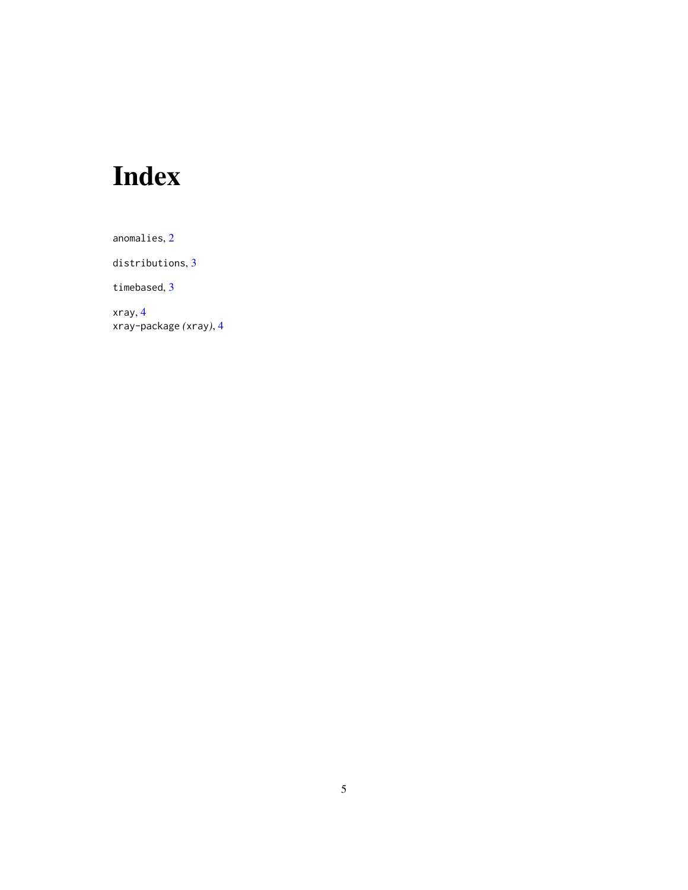# Index

anomalies, 2

distributions, 3

timebased, 3

xray, 4
xray-package *(xray)*, 4